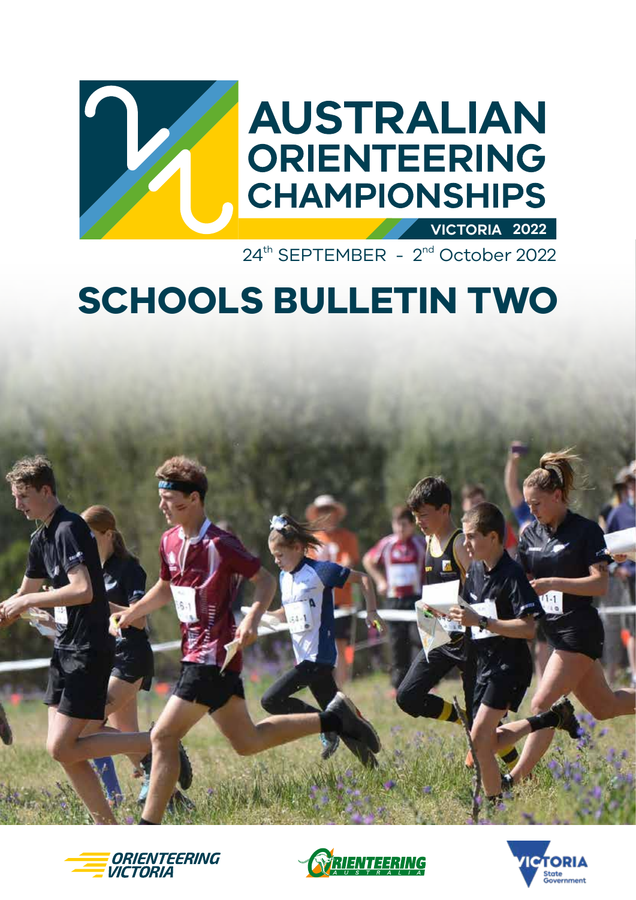# AUSTRALIAN ORIENTEERING CHAMPIONSHIPS

VICTORIA 2022

24th SEPTEMBER - 2nd October 2022

# SCHOOLS BULLETIN TWO

ORIENTEERING VICTORIA

ORIENTEERING AUSTRALIA

VICTORIA State Government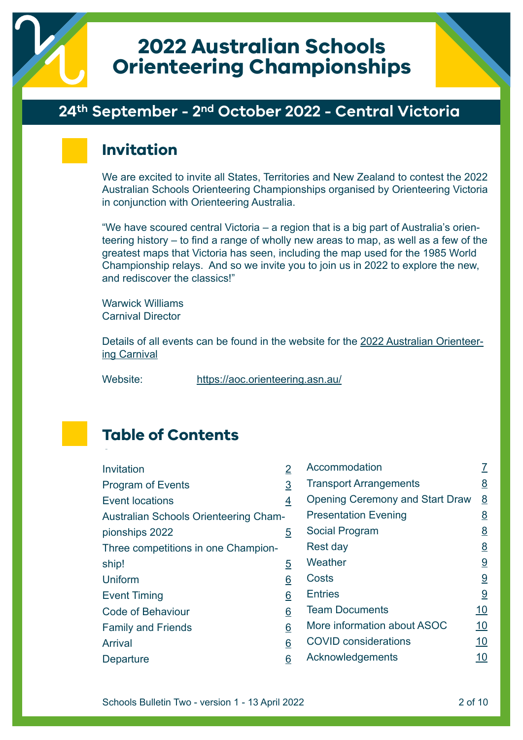# 2022 Australian Schools Orienteering Championships

## 24th September - 2nd October 2022 - Central Victoria

## Invitation

We are excited to invite all States, Territories and New Zealand to contest the 2022 Australian Schools Orienteering Championships organised by Orienteering Victoria in conjunction with Orienteering Australia.

"We have scoured central Victoria – a region that is a big part of Australia's orienteering history – to find a range of wholly new areas to map, as well as a few of the greatest maps that Victoria has seen, including the map used for the 1985 World Championship relays. And so we invite you to join us in 2022 to explore the new, and rediscover the classics!"

Warwick Williams
Carnival Director

Details of all events can be found in the website for the 2022 Australian Orienteering Carnival

Website: https://aoc.orienteering.asn.au/

## Table of Contents

| Section | Page |
| --- | --- |
| Invitation | 2 |
| Program of Events | 3 |
| Event locations | 4 |
| Australian Schools Orienteering Championships 2022 | 5 |
| Three competitions in one Championship! | 5 |
| Uniform | 6 |
| Event Timing | 6 |
| Code of Behaviour | 6 |
| Family and Friends | 6 |
| Arrival | 6 |
| Departure | 6 |
| Accommodation | 7 |
| Transport Arrangements | 8 |
| Opening Ceremony and Start Draw | 8 |
| Presentation Evening | 8 |
| Social Program | 8 |
| Rest day | 8 |
| Weather | 9 |
| Costs | 9 |
| Entries | 9 |
| Team Documents | 10 |
| More information about ASOC | 10 |
| COVID considerations | 10 |
| Acknowledgements | 10 |

Schools Bulletin Two - version 1 - 13 April 2022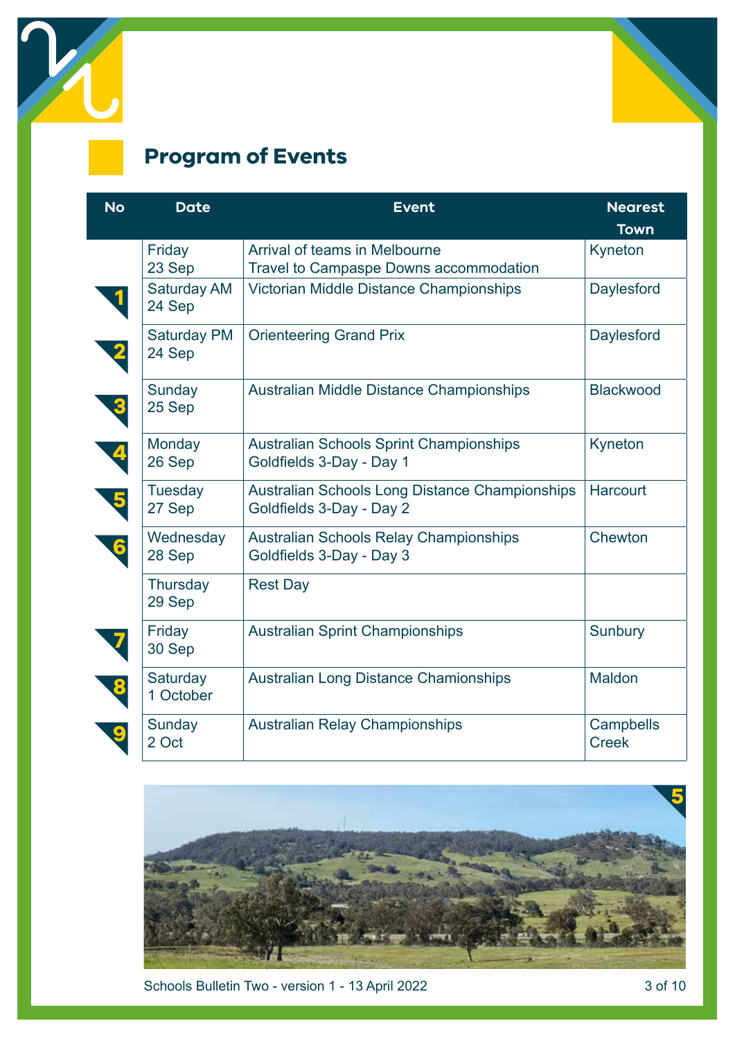## Program of Events

| No | Date | Event | Nearest Town |
|---|---|---|---|
| | Friday 23 Sep | Arrival of teams in Melbourne<br>Travel to Campaspe Downs accommodation | Kyneton |
| 1 | Saturday AM 24 Sep | Victorian Middle Distance Championships | Daylesford |
| 2 | Saturday PM 24 Sep | Orienteering Grand Prix | Daylesford |
| 3 | Sunday 25 Sep | Australian Middle Distance Championships | Blackwood |
| 4 | Monday 26 Sep | Australian Schools Sprint Championships<br>Goldfields 3-Day - Day 1 | Kyneton |
| 5 | Tuesday 27 Sep | Australian Schools Long Distance Championships<br>Goldfields 3-Day - Day 2 | Harcourt |
| 6 | Wednesday 28 Sep | Australian Schools Relay Championships<br>Goldfields 3-Day - Day 3 | Chewton |
| | Thursday 29 Sep | Rest Day | |
| 7 | Friday 30 Sep | Australian Sprint Championships | Sunbury |
| 8 | Saturday 1 October | Australian Long Distance Chamionships | Maldon |
| 9 | Sunday 2 Oct | Australian Relay Championships | Campbells Creek |

Schools Bulletin Two - version 1 - 13 April 2022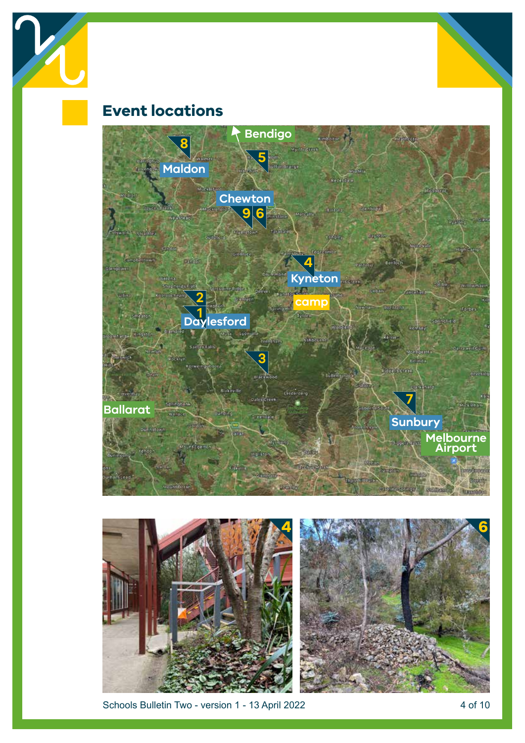## Event locations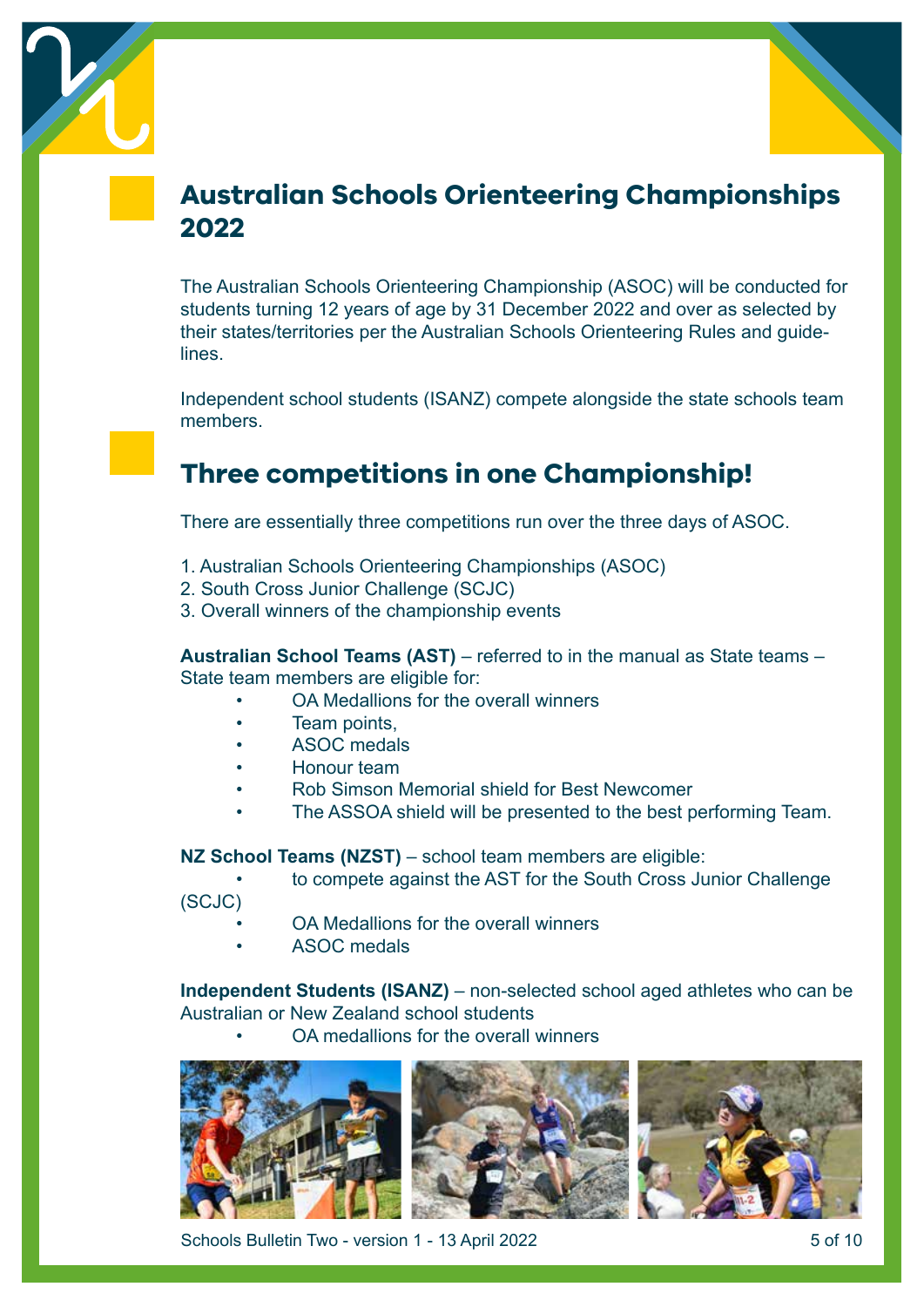## Australian Schools Orienteering Championships 2022

The Australian Schools Orienteering Championship (ASOC) will be conducted for students turning 12 years of age by 31 December 2022 and over as selected by their states/territories per the Australian Schools Orienteering Rules and guidelines.

Independent school students (ISANZ) compete alongside the state schools team members.

## Three competitions in one Championship!

There are essentially three competitions run over the three days of ASOC.

1. Australian Schools Orienteering Championships (ASOC)
2. South Cross Junior Challenge (SCJC)
3. Overall winners of the championship events

**Australian School Teams (AST)** – referred to in the manual as State teams – State team members are eligible for:

- OA Medallions for the overall winners
- Team points,
- ASOC medals
- Honour team
- Rob Simson Memorial shield for Best Newcomer
- The ASSOA shield will be presented to the best performing Team.

**NZ School Teams (NZST)** – school team members are eligible:

- to compete against the AST for the South Cross Junior Challenge (SCJC)
- OA Medallions for the overall winners
- ASOC medals

**Independent Students (ISANZ)** – non-selected school aged athletes who can be Australian or New Zealand school students

- OA medallions for the overall winners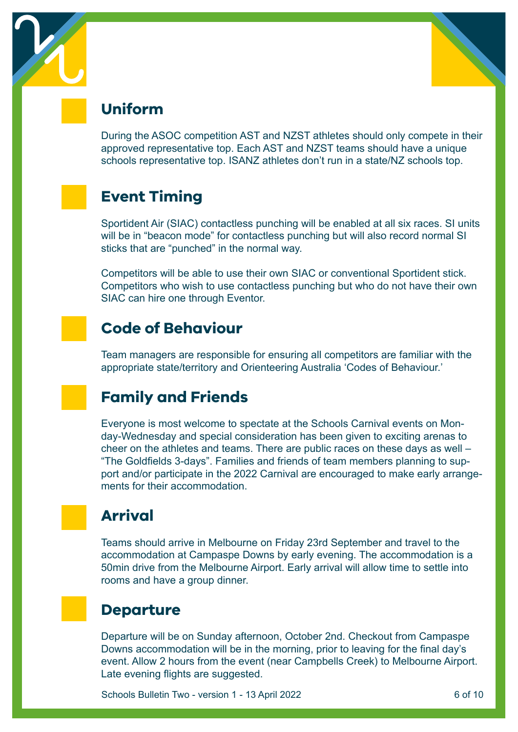## Uniform

During the ASOC competition AST and NZST athletes should only compete in their approved representative top. Each AST and NZST teams should have a unique schools representative top. ISANZ athletes don't run in a state/NZ schools top.

## Event Timing

Sportident Air (SIAC) contactless punching will be enabled at all six races. SI units will be in "beacon mode" for contactless punching but will also record normal SI sticks that are "punched" in the normal way.

Competitors will be able to use their own SIAC or conventional Sportident stick. Competitors who wish to use contactless punching but who do not have their own SIAC can hire one through Eventor.

## Code of Behaviour

Team managers are responsible for ensuring all competitors are familiar with the appropriate state/territory and Orienteering Australia 'Codes of Behaviour.'

## Family and Friends

Everyone is most welcome to spectate at the Schools Carnival events on Monday-Wednesday and special consideration has been given to exciting arenas to cheer on the athletes and teams. There are public races on these days as well – "The Goldfields 3-days". Families and friends of team members planning to support and/or participate in the 2022 Carnival are encouraged to make early arrangements for their accommodation.

## Arrival

Teams should arrive in Melbourne on Friday 23rd September and travel to the accommodation at Campaspe Downs by early evening. The accommodation is a 50min drive from the Melbourne Airport. Early arrival will allow time to settle into rooms and have a group dinner.

## Departure

Departure will be on Sunday afternoon, October 2nd. Checkout from Campaspe Downs accommodation will be in the morning, prior to leaving for the final day's event. Allow 2 hours from the event (near Campbells Creek) to Melbourne Airport. Late evening flights are suggested.

Schools Bulletin Two - version 1 - 13 April 2022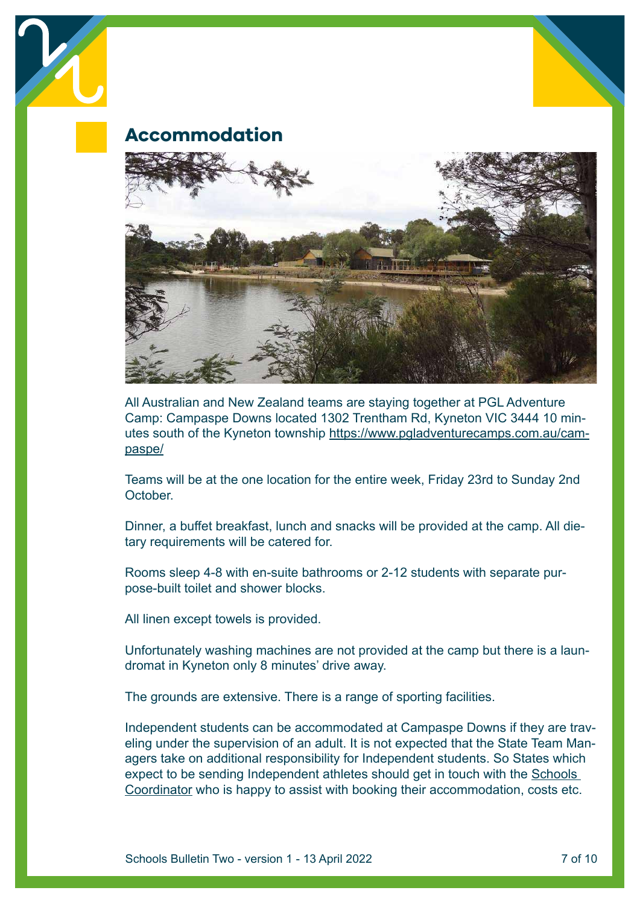## Accommodation

All Australian and New Zealand teams are staying together at PGL Adventure Camp: Campaspe Downs located 1302 Trentham Rd, Kyneton VIC 3444 10 minutes south of the Kyneton township https://www.pgladventurecamps.com.au/campaspe/

Teams will be at the one location for the entire week, Friday 23rd to Sunday 2nd October.

Dinner, a buffet breakfast, lunch and snacks will be provided at the camp. All dietary requirements will be catered for.

Rooms sleep 4-8 with en-suite bathrooms or 2-12 students with separate purpose-built toilet and shower blocks.

All linen except towels is provided.

Unfortunately washing machines are not provided at the camp but there is a laundromat in Kyneton only 8 minutes' drive away.

The grounds are extensive. There is a range of sporting facilities.

Independent students can be accommodated at Campaspe Downs if they are traveling under the supervision of an adult. It is not expected that the State Team Managers take on additional responsibility for Independent students. So States which expect to be sending Independent athletes should get in touch with the Schools Coordinator who is happy to assist with booking their accommodation, costs etc.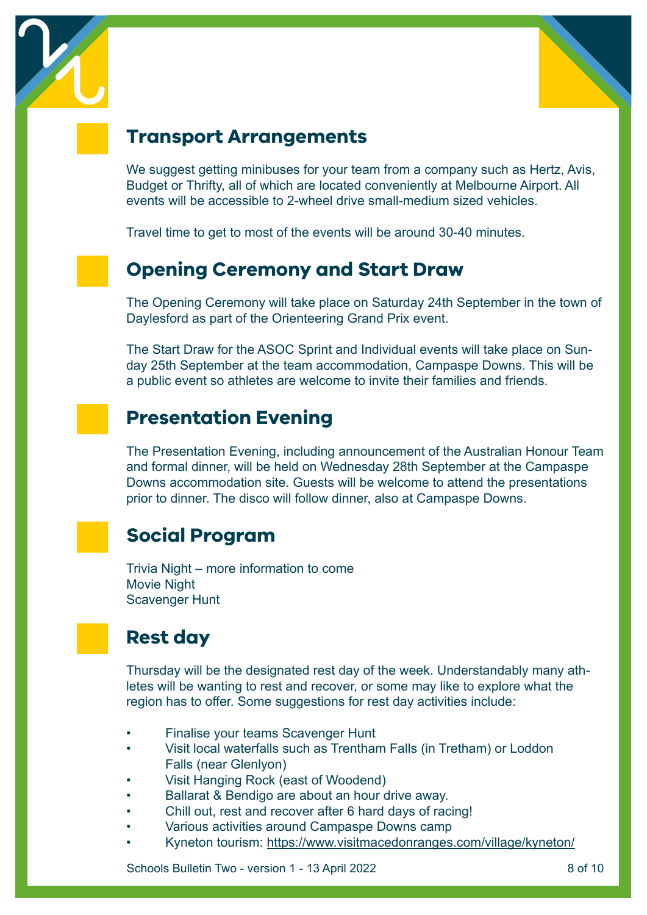## Transport Arrangements

We suggest getting minibuses for your team from a company such as Hertz, Avis, Budget or Thrifty, all of which are located conveniently at Melbourne Airport. All events will be accessible to 2-wheel drive small-medium sized vehicles.

Travel time to get to most of the events will be around 30-40 minutes.

## Opening Ceremony and Start Draw

The Opening Ceremony will take place on Saturday 24th September in the town of Daylesford as part of the Orienteering Grand Prix event.

The Start Draw for the ASOC Sprint and Individual events will take place on Sunday 25th September at the team accommodation, Campaspe Downs. This will be a public event so athletes are welcome to invite their families and friends.

## Presentation Evening

The Presentation Evening, including announcement of the Australian Honour Team and formal dinner, will be held on Wednesday 28th September at the Campaspe Downs accommodation site. Guests will be welcome to attend the presentations prior to dinner. The disco will follow dinner, also at Campaspe Downs.

## Social Program

Trivia Night – more information to come
Movie Night
Scavenger Hunt

## Rest day

Thursday will be the designated rest day of the week. Understandably many athletes will be wanting to rest and recover, or some may like to explore what the region has to offer. Some suggestions for rest day activities include:

- Finalise your teams Scavenger Hunt
- Visit local waterfalls such as Trentham Falls (in Tretham) or Loddon Falls (near Glenlyon)
- Visit Hanging Rock (east of Woodend)
- Ballarat & Bendigo are about an hour drive away.
- Chill out, rest and recover after 6 hard days of racing!
- Various activities around Campaspe Downs camp
- Kyneton tourism: https://www.visitmacedonranges.com/village/kyneton/

Schools Bulletin Two - version 1 - 13 April 2022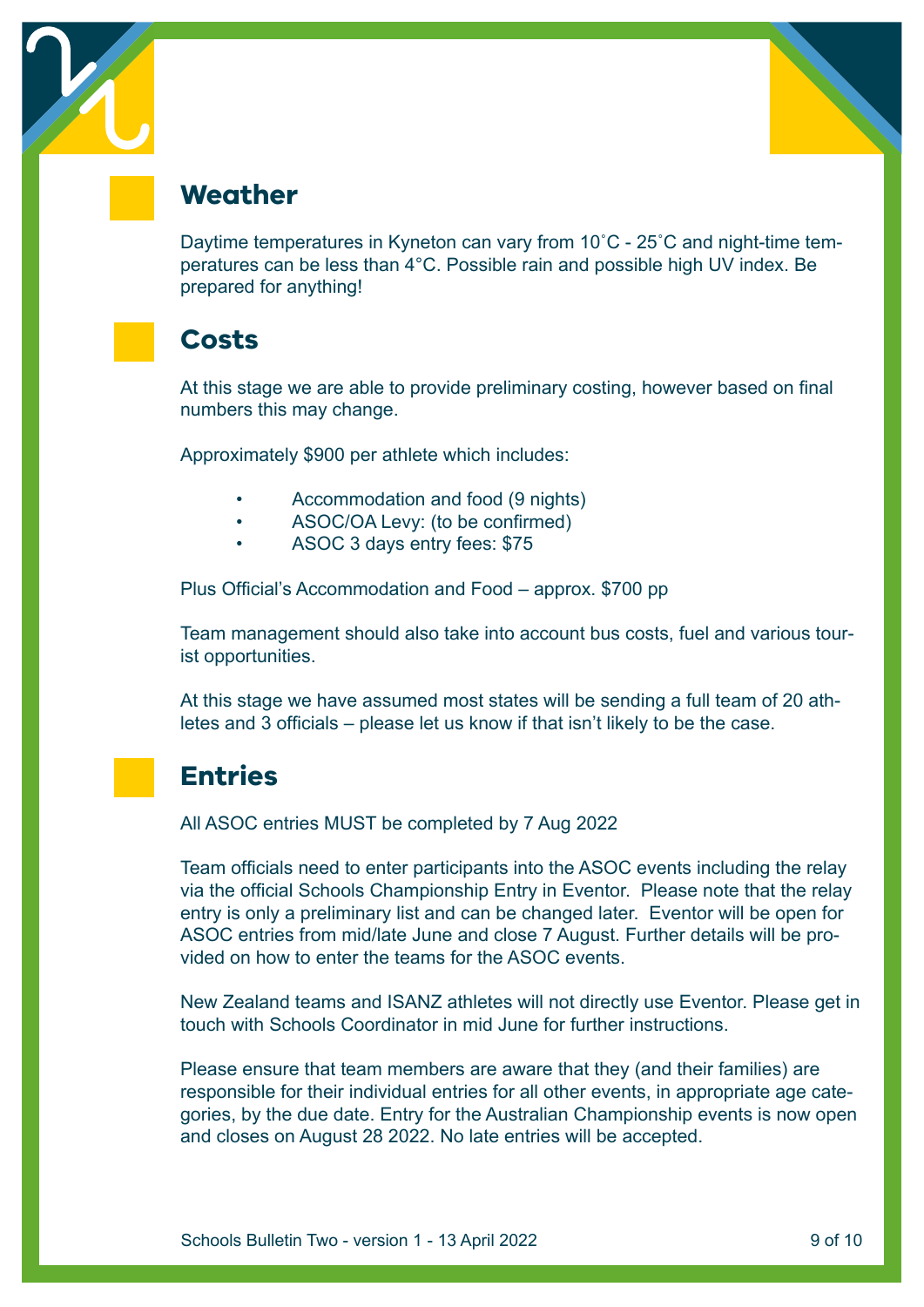## Weather

Daytime temperatures in Kyneton can vary from 10˚C - 25˚C and night-time temperatures can be less than 4°C. Possible rain and possible high UV index. Be prepared for anything!

## Costs

At this stage we are able to provide preliminary costing, however based on final numbers this may change.

Approximately $900 per athlete which includes:

- Accommodation and food (9 nights)
- ASOC/OA Levy: (to be confirmed)
- ASOC 3 days entry fees: $75

Plus Official's Accommodation and Food – approx. $700 pp

Team management should also take into account bus costs, fuel and various tourist opportunities.

At this stage we have assumed most states will be sending a full team of 20 athletes and 3 officials – please let us know if that isn't likely to be the case.

## Entries

All ASOC entries MUST be completed by 7 Aug 2022

Team officials need to enter participants into the ASOC events including the relay via the official Schools Championship Entry in Eventor. Please note that the relay entry is only a preliminary list and can be changed later. Eventor will be open for ASOC entries from mid/late June and close 7 August. Further details will be provided on how to enter the teams for the ASOC events.

New Zealand teams and ISANZ athletes will not directly use Eventor. Please get in touch with Schools Coordinator in mid June for further instructions.

Please ensure that team members are aware that they (and their families) are responsible for their individual entries for all other events, in appropriate age categories, by the due date. Entry for the Australian Championship events is now open and closes on August 28 2022. No late entries will be accepted.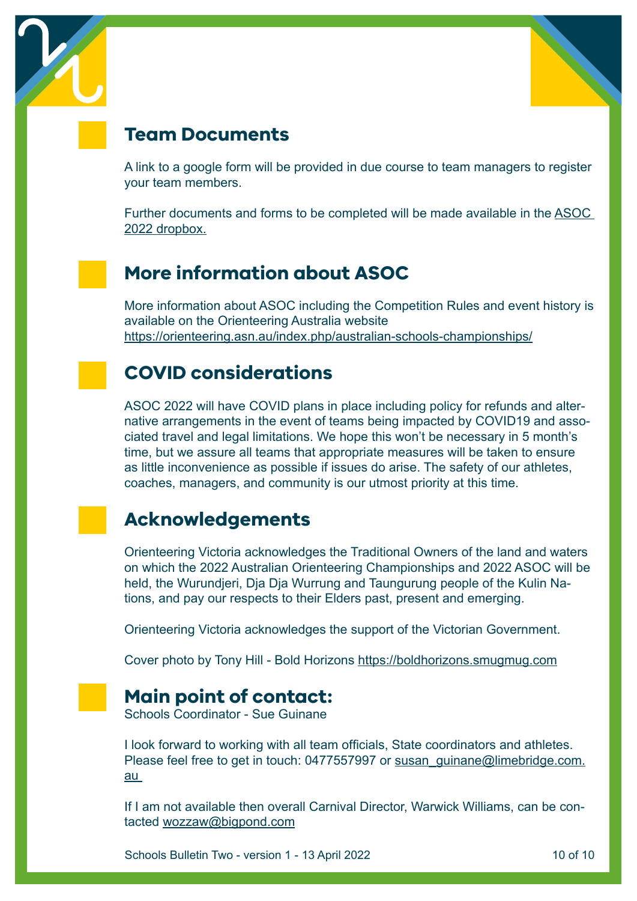## Team Documents

A link to a google form will be provided in due course to team managers to register your team members.

Further documents and forms to be completed will be made available in the ASOC 2022 dropbox.

## More information about ASOC

More information about ASOC including the Competition Rules and event history is available on the Orienteering Australia website https://orienteering.asn.au/index.php/australian-schools-championships/

## COVID considerations

ASOC 2022 will have COVID plans in place including policy for refunds and alternative arrangements in the event of teams being impacted by COVID19 and associated travel and legal limitations. We hope this won't be necessary in 5 month's time, but we assure all teams that appropriate measures will be taken to ensure as little inconvenience as possible if issues do arise. The safety of our athletes, coaches, managers, and community is our utmost priority at this time.

## Acknowledgements

Orienteering Victoria acknowledges the Traditional Owners of the land and waters on which the 2022 Australian Orienteering Championships and 2022 ASOC will be held, the Wurundjeri, Dja Dja Wurrung and Taungurung people of the Kulin Nations, and pay our respects to their Elders past, present and emerging.

Orienteering Victoria acknowledges the support of the Victorian Government.

Cover photo by Tony Hill - Bold Horizons https://boldhorizons.smugmug.com

## Main point of contact:

Schools Coordinator - Sue Guinane

I look forward to working with all team officials, State coordinators and athletes. Please feel free to get in touch: 0477557997 or susan_guinane@limebridge.com.au

If I am not available then overall Carnival Director, Warwick Williams, can be contacted wozzaw@bigpond.com

Schools Bulletin Two - version 1 - 13 April 2022